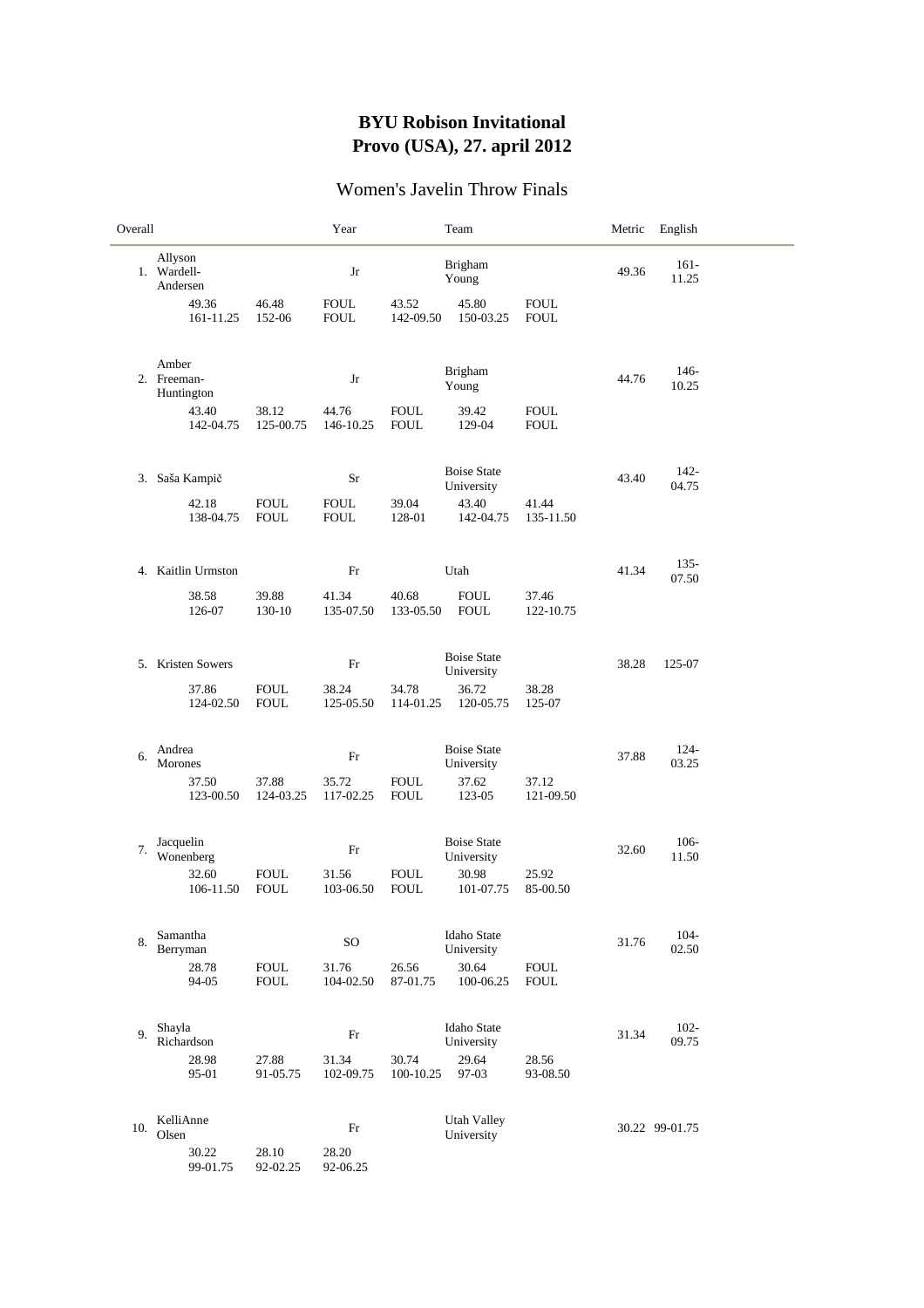# BYU Robison Invitational
# Provo (USA), 27. april 2012

## Women's Javelin Throw Finals

| Overall | | Year | | Team | | Metric | English |
|---|---|---|---|---|---|---|---|
| 1. | Allyson Wardell-Andersen | Jr | | Brigham Young | | 49.36 | 161-11.25 |
| | 49.36<br>161-11.25 | 46.48<br>152-06 | FOUL<br>FOUL | 43.52<br>142-09.50 | 45.80<br>150-03.25 | FOUL<br>FOUL | |
| 2. | Amber Freeman-Huntington | Jr | | Brigham Young | | 44.76 | 146-10.25 |
| | 43.40<br>142-04.75 | 38.12<br>125-00.75 | 44.76<br>146-10.25 | FOUL<br>FOUL | 39.42<br>129-04 | FOUL<br>FOUL | |
| 3. | Saša Kampič | Sr | | Boise State University | | 43.40 | 142-04.75 |
| | 42.18<br>138-04.75 | FOUL<br>FOUL | FOUL<br>FOUL | 39.04<br>128-01 | 43.40<br>142-04.75 | 41.44<br>135-11.50 | |
| 4. | Kaitlin Urmston | Fr | | Utah | | 41.34 | 135-07.50 |
| | 38.58<br>126-07 | 39.88<br>130-10 | 41.34<br>135-07.50 | 40.68<br>133-05.50 | FOUL<br>FOUL | 37.46<br>122-10.75 | |
| 5. | Kristen Sowers | Fr | | Boise State University | | 38.28 | 125-07 |
| | 37.86<br>124-02.50 | FOUL<br>FOUL | 38.24<br>125-05.50 | 34.78<br>114-01.25 | 36.72<br>120-05.75 | 38.28<br>125-07 | |
| 6. | Andrea Morones | Fr | | Boise State University | | 37.88 | 124-03.25 |
| | 37.50<br>123-00.50 | 37.88<br>124-03.25 | 35.72<br>117-02.25 | FOUL<br>FOUL | 37.62<br>123-05 | 37.12<br>121-09.50 | |
| 7. | Jacquelin Wonenberg | Fr | | Boise State University | | 32.60 | 106-11.50 |
| | 32.60<br>106-11.50 | FOUL<br>FOUL | 31.56<br>103-06.50 | FOUL<br>FOUL | 30.98<br>101-07.75 | 25.92<br>85-00.50 | |
| 8. | Samantha Berryman | SO | | Idaho State University | | 31.76 | 104-02.50 |
| | 28.78<br>94-05 | FOUL<br>FOUL | 31.76<br>104-02.50 | 26.56<br>87-01.75 | 30.64<br>100-06.25 | FOUL<br>FOUL | |
| 9. | Shayla Richardson | Fr | | Idaho State University | | 31.34 | 102-09.75 |
| | 28.98<br>95-01 | 27.88<br>91-05.75 | 31.34<br>102-09.75 | 30.74<br>100-10.25 | 29.64<br>97-03 | 28.56<br>93-08.50 | |
| 10. | KelliAnne Olsen | Fr | | Utah Valley University | | 30.22 | 99-01.75 |
| | 30.22<br>99-01.75 | 28.10<br>92-02.25 | 28.20<br>92-06.25 | | | | |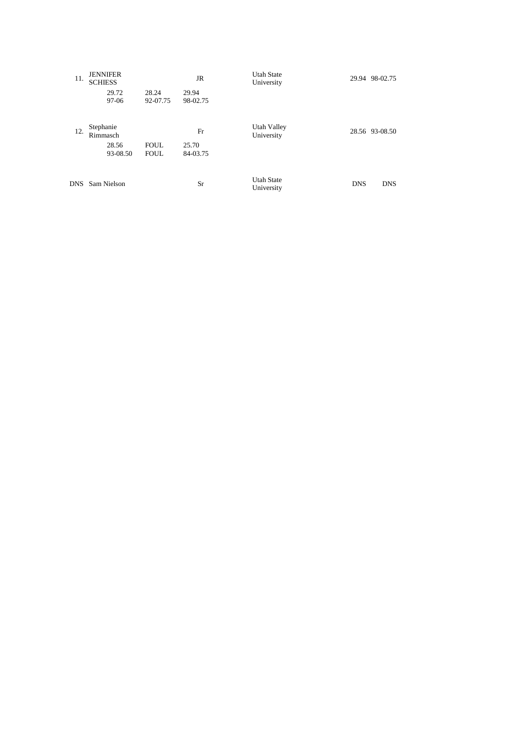| | | | | | |
|---|---|---|---|---|---|
| 11. | JENNIFER SCHIESS | JR | Utah State University | 29.94 | 98-02.75 |
| | 29.72 97-06 / 28.24 92-07.75 / 29.94 98-02.75 | | | | |
| 12. | Stephanie Rimmasch | Fr | Utah Valley University | 28.56 | 93-08.50 |
| | 28.56 93-08.50 / FOUL FOUL / 25.70 84-03.75 | | | | |
| DNS | Sam Nielson | Sr | Utah State University | DNS | DNS |